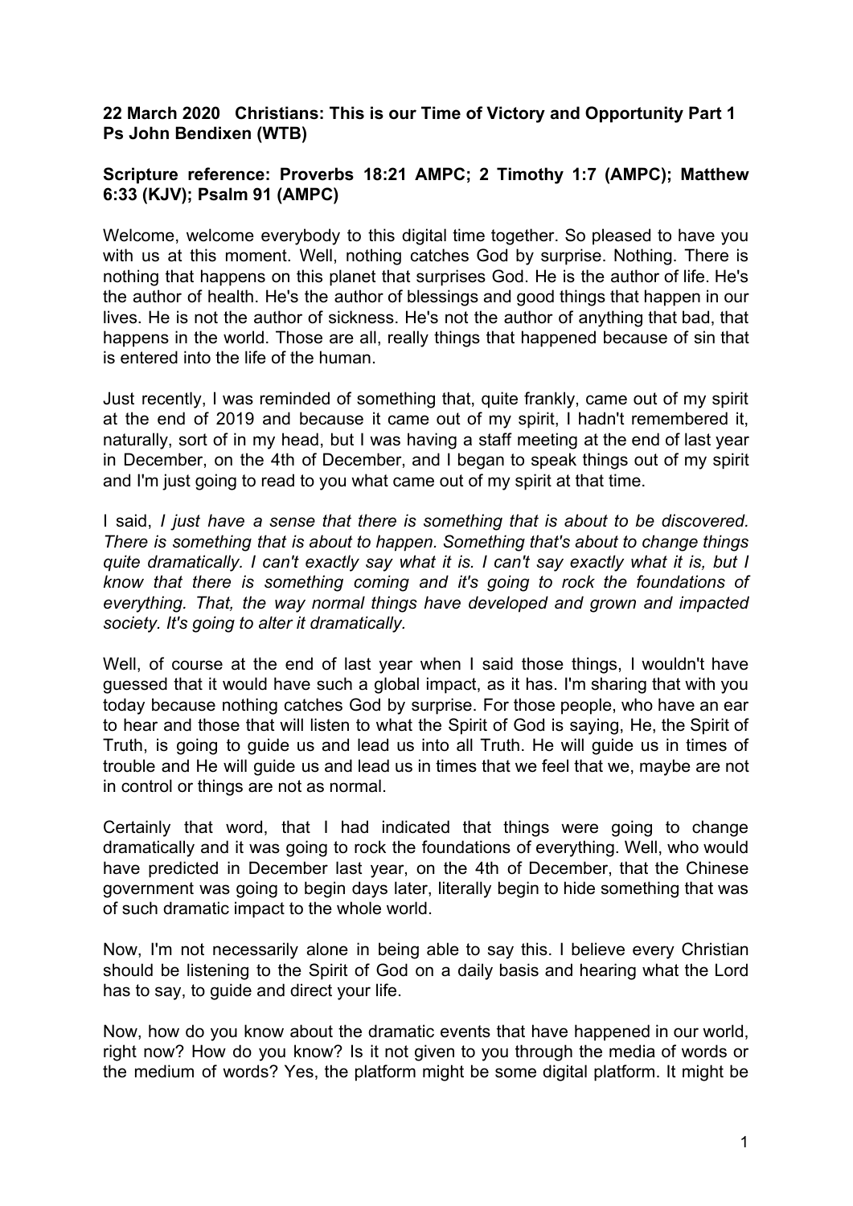**22 March 2020 Christians: This is our Time of Victory and Opportunity Part 1 Ps John Bendixen (WTB)**

**Scripture reference: Proverbs 18:21 AMPC; 2 Timothy 1:7 (AMPC); Matthew 6:33 (KJV); Psalm 91 (AMPC)**

Welcome, welcome everybody to this digital time together. So pleased to have you with us at this moment. Well, nothing catches God by surprise. Nothing. There is nothing that happens on this planet that surprises God. He is the author of life. He's the author of health. He's the author of blessings and good things that happen in our lives. He is not the author of sickness. He's not the author of anything that bad, that happens in the world. Those are all, really things that happened because of sin that is entered into the life of the human.

Just recently, I was reminded of something that, quite frankly, came out of my spirit at the end of 2019 and because it came out of my spirit, I hadn't remembered it, naturally, sort of in my head, but I was having a staff meeting at the end of last year in December, on the 4th of December, and I began to speak things out of my spirit and I'm just going to read to you what came out of my spirit at that time.

I said, *I just have a sense that there is something that is about to be discovered. There is something that is about to happen. Something that's about to change things quite dramatically. I can't exactly say what it is. I can't say exactly what it is, but I know that there is something coming and it's going to rock the foundations of everything. That, the way normal things have developed and grown and impacted society. It's going to alter it dramatically.*

Well, of course at the end of last year when I said those things, I wouldn't have guessed that it would have such a global impact, as it has. I'm sharing that with you today because nothing catches God by surprise. For those people, who have an ear to hear and those that will listen to what the Spirit of God is saying, He, the Spirit of Truth, is going to guide us and lead us into all Truth. He will guide us in times of trouble and He will guide us and lead us in times that we feel that we, maybe are not in control or things are not as normal.

Certainly that word, that I had indicated that things were going to change dramatically and it was going to rock the foundations of everything. Well, who would have predicted in December last year, on the 4th of December, that the Chinese government was going to begin days later, literally begin to hide something that was of such dramatic impact to the whole world.

Now, I'm not necessarily alone in being able to say this. I believe every Christian should be listening to the Spirit of God on a daily basis and hearing what the Lord has to say, to guide and direct your life.

Now, how do you know about the dramatic events that have happened in our world, right now? How do you know? Is it not given to you through the media of words or the medium of words? Yes, the platform might be some digital platform. It might be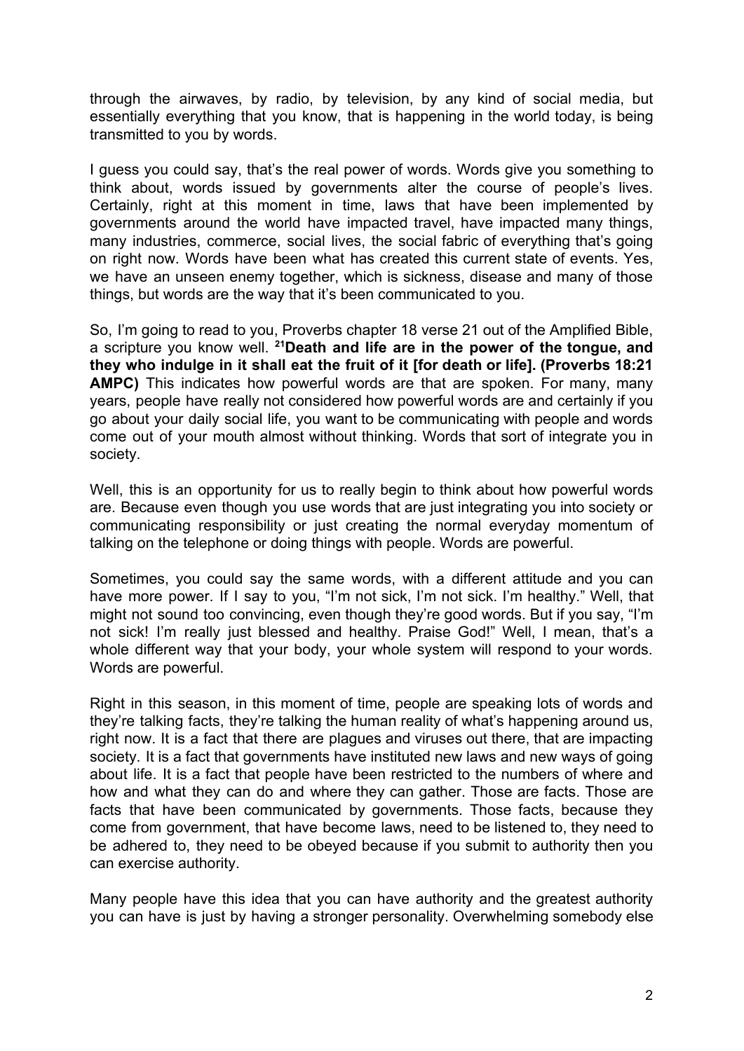through the airwaves, by radio, by television, by any kind of social media, but essentially everything that you know, that is happening in the world today, is being transmitted to you by words.

I guess you could say, that's the real power of words. Words give you something to think about, words issued by governments alter the course of people's lives. Certainly, right at this moment in time, laws that have been implemented by governments around the world have impacted travel, have impacted many things, many industries, commerce, social lives, the social fabric of everything that's going on right now. Words have been what has created this current state of events. Yes, we have an unseen enemy together, which is sickness, disease and many of those things, but words are the way that it's been communicated to you.

So, I'm going to read to you, Proverbs chapter 18 verse 21 out of the Amplified Bible, a scripture you know well. **[21]Death and life are in the power of the tongue, and they who indulge in it shall eat the fruit of it [for death or life]. (Proverbs 18:21 AMPC)** This indicates how powerful words are that are spoken. For many, many years, people have really not considered how powerful words are and certainly if you go about your daily social life, you want to be communicating with people and words come out of your mouth almost without thinking. Words that sort of integrate you in society.

Well, this is an opportunity for us to really begin to think about how powerful words are. Because even though you use words that are just integrating you into society or communicating responsibility or just creating the normal everyday momentum of talking on the telephone or doing things with people. Words are powerful.

Sometimes, you could say the same words, with a different attitude and you can have more power. If I say to you, "I'm not sick, I'm not sick. I'm healthy." Well, that might not sound too convincing, even though they're good words. But if you say, "I'm not sick! I'm really just blessed and healthy. Praise God!" Well, I mean, that's a whole different way that your body, your whole system will respond to your words. Words are powerful.

Right in this season, in this moment of time, people are speaking lots of words and they're talking facts, they're talking the human reality of what's happening around us, right now. It is a fact that there are plagues and viruses out there, that are impacting society. It is a fact that governments have instituted new laws and new ways of going about life. It is a fact that people have been restricted to the numbers of where and how and what they can do and where they can gather. Those are facts. Those are facts that have been communicated by governments. Those facts, because they come from government, that have become laws, need to be listened to, they need to be adhered to, they need to be obeyed because if you submit to authority then you can exercise authority.

Many people have this idea that you can have authority and the greatest authority you can have is just by having a stronger personality. Overwhelming somebody else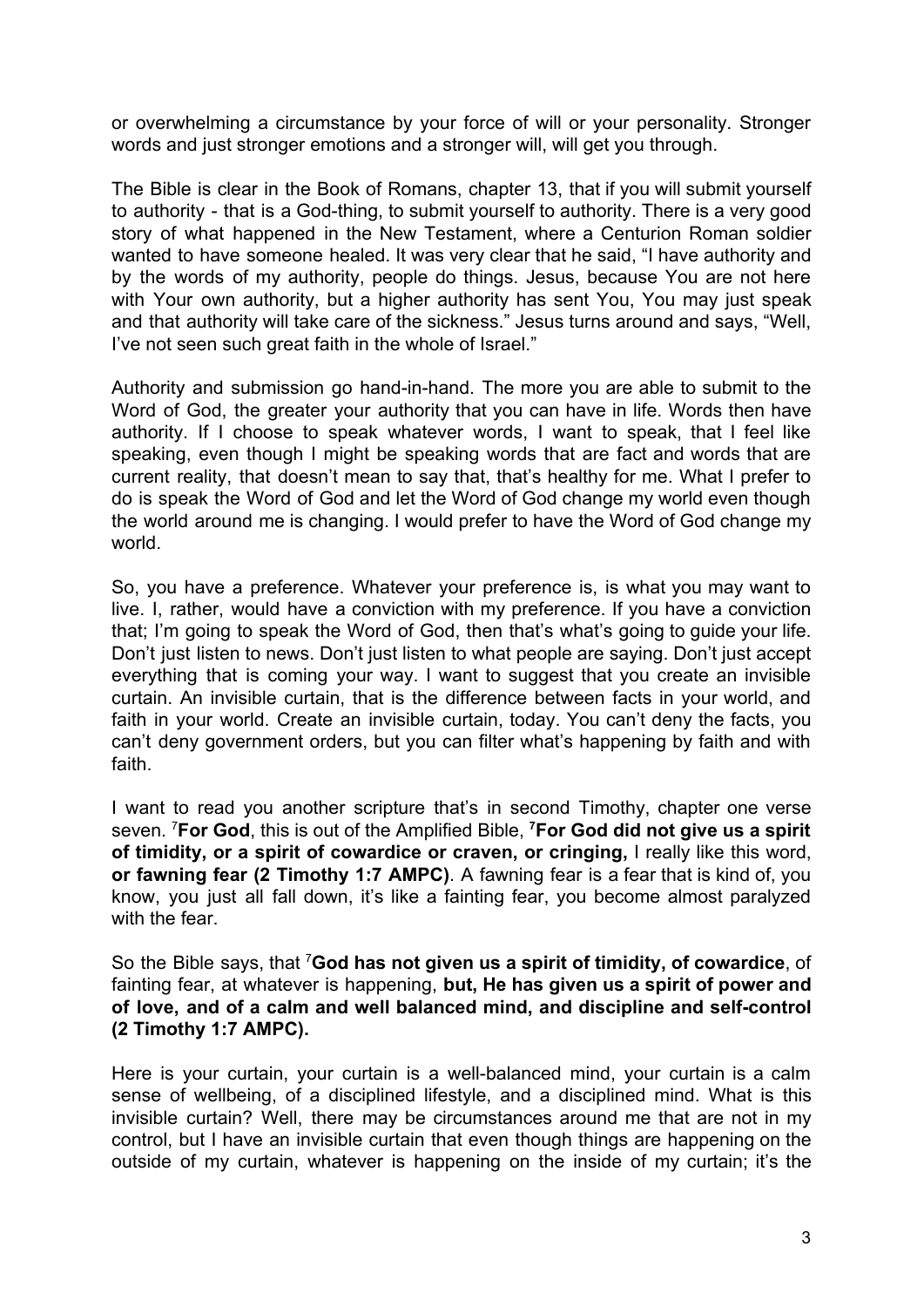or overwhelming a circumstance by your force of will or your personality. Stronger words and just stronger emotions and a stronger will, will get you through.

The Bible is clear in the Book of Romans, chapter 13, that if you will submit yourself to authority - that is a God-thing, to submit yourself to authority. There is a very good story of what happened in the New Testament, where a Centurion Roman soldier wanted to have someone healed. It was very clear that he said, "I have authority and by the words of my authority, people do things. Jesus, because You are not here with Your own authority, but a higher authority has sent You, You may just speak and that authority will take care of the sickness." Jesus turns around and says, "Well, I've not seen such great faith in the whole of Israel."

Authority and submission go hand-in-hand. The more you are able to submit to the Word of God, the greater your authority that you can have in life. Words then have authority. If I choose to speak whatever words, I want to speak, that I feel like speaking, even though I might be speaking words that are fact and words that are current reality, that doesn't mean to say that, that's healthy for me. What I prefer to do is speak the Word of God and let the Word of God change my world even though the world around me is changing. I would prefer to have the Word of God change my world.

So, you have a preference. Whatever your preference is, is what you may want to live. I, rather, would have a conviction with my preference. If you have a conviction that; I'm going to speak the Word of God, then that's what's going to guide your life. Don't just listen to news. Don't just listen to what people are saying. Don't just accept everything that is coming your way. I want to suggest that you create an invisible curtain. An invisible curtain, that is the difference between facts in your world, and faith in your world. Create an invisible curtain, today. You can't deny the facts, you can't deny government orders, but you can filter what's happening by faith and with faith.

I want to read you another scripture that's in second Timothy, chapter one verse seven. [7]**For God**, this is out of the Amplified Bible, **[7]For God did not give us a spirit of timidity, or a spirit of cowardice or craven, or cringing,** I really like this word, **or fawning fear (2 Timothy 1:7 AMPC)**. A fawning fear is a fear that is kind of, you know, you just all fall down, it's like a fainting fear, you become almost paralyzed with the fear.

So the Bible says, that [7]**God has not given us a spirit of timidity, of cowardice**, of fainting fear, at whatever is happening, **but, He has given us a spirit of power and of love, and of a calm and well balanced mind, and discipline and self-control (2 Timothy 1:7 AMPC).**

Here is your curtain, your curtain is a well-balanced mind, your curtain is a calm sense of wellbeing, of a disciplined lifestyle, and a disciplined mind. What is this invisible curtain? Well, there may be circumstances around me that are not in my control, but I have an invisible curtain that even though things are happening on the outside of my curtain, whatever is happening on the inside of my curtain; it's the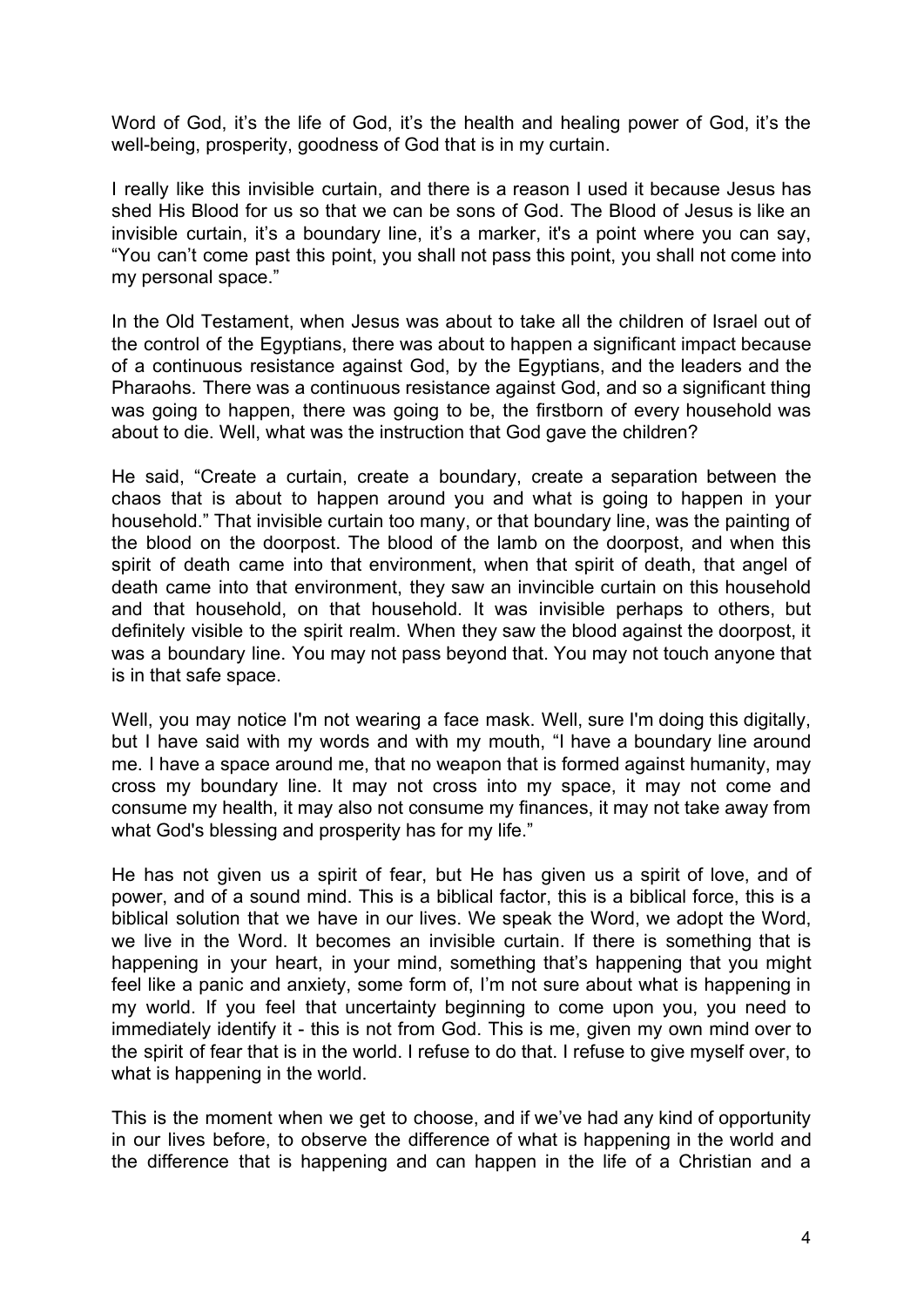Word of God, it's the life of God, it's the health and healing power of God, it's the well-being, prosperity, goodness of God that is in my curtain.

I really like this invisible curtain, and there is a reason I used it because Jesus has shed His Blood for us so that we can be sons of God. The Blood of Jesus is like an invisible curtain, it's a boundary line, it's a marker, it's a point where you can say, "You can't come past this point, you shall not pass this point, you shall not come into my personal space."

In the Old Testament, when Jesus was about to take all the children of Israel out of the control of the Egyptians, there was about to happen a significant impact because of a continuous resistance against God, by the Egyptians, and the leaders and the Pharaohs. There was a continuous resistance against God, and so a significant thing was going to happen, there was going to be, the firstborn of every household was about to die. Well, what was the instruction that God gave the children?

He said, "Create a curtain, create a boundary, create a separation between the chaos that is about to happen around you and what is going to happen in your household." That invisible curtain too many, or that boundary line, was the painting of the blood on the doorpost. The blood of the lamb on the doorpost, and when this spirit of death came into that environment, when that spirit of death, that angel of death came into that environment, they saw an invincible curtain on this household and that household, on that household. It was invisible perhaps to others, but definitely visible to the spirit realm. When they saw the blood against the doorpost, it was a boundary line. You may not pass beyond that. You may not touch anyone that is in that safe space.

Well, you may notice I'm not wearing a face mask. Well, sure I'm doing this digitally, but I have said with my words and with my mouth, "I have a boundary line around me. I have a space around me, that no weapon that is formed against humanity, may cross my boundary line. It may not cross into my space, it may not come and consume my health, it may also not consume my finances, it may not take away from what God's blessing and prosperity has for my life."

He has not given us a spirit of fear, but He has given us a spirit of love, and of power, and of a sound mind. This is a biblical factor, this is a biblical force, this is a biblical solution that we have in our lives. We speak the Word, we adopt the Word, we live in the Word. It becomes an invisible curtain. If there is something that is happening in your heart, in your mind, something that's happening that you might feel like a panic and anxiety, some form of, I'm not sure about what is happening in my world. If you feel that uncertainty beginning to come upon you, you need to immediately identify it - this is not from God. This is me, given my own mind over to the spirit of fear that is in the world. I refuse to do that. I refuse to give myself over, to what is happening in the world.

This is the moment when we get to choose, and if we've had any kind of opportunity in our lives before, to observe the difference of what is happening in the world and the difference that is happening and can happen in the life of a Christian and a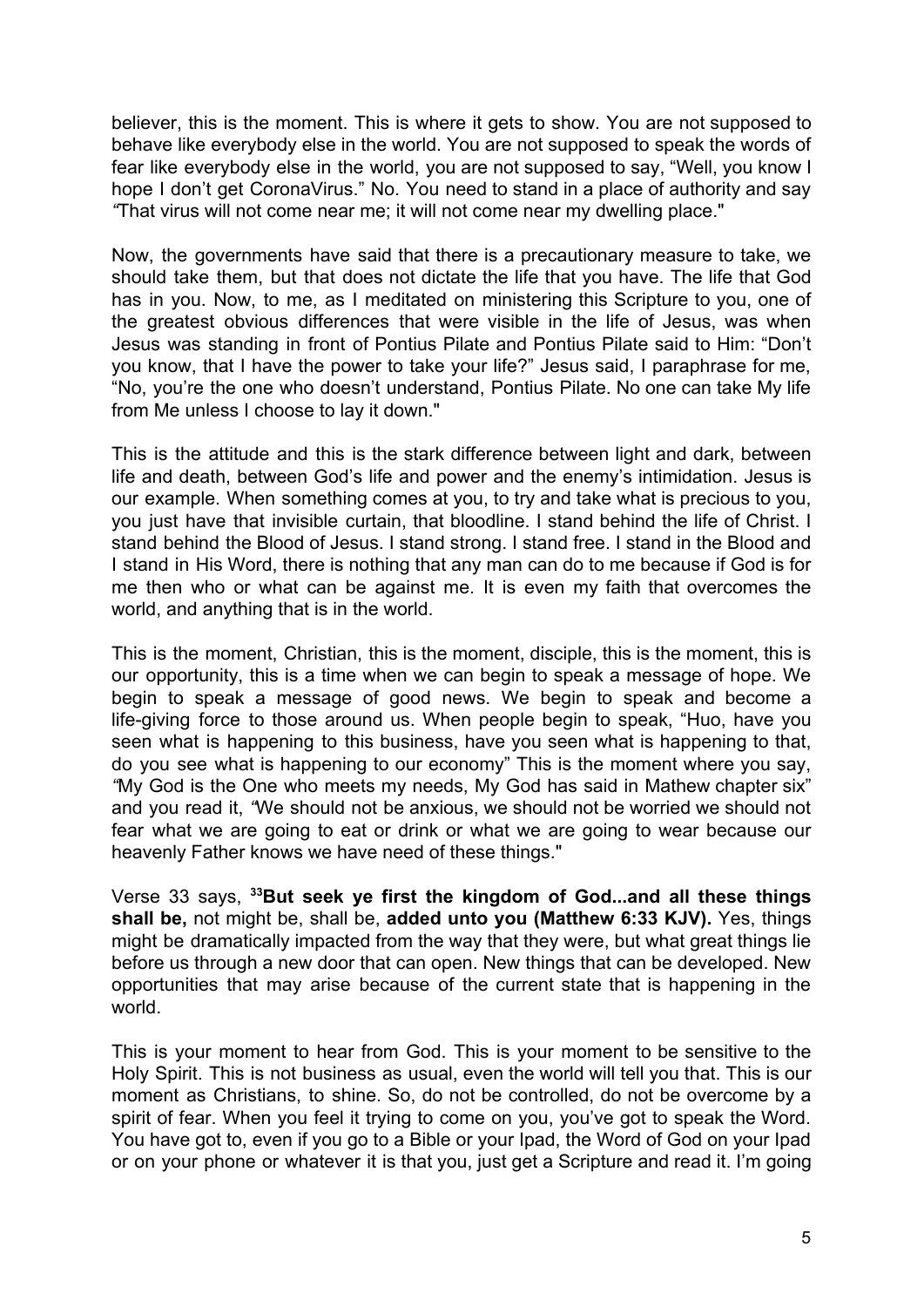believer, this is the moment. This is where it gets to show. You are not supposed to behave like everybody else in the world. You are not supposed to speak the words of fear like everybody else in the world, you are not supposed to say, "Well, you know I hope I don't get CoronaVirus." No. You need to stand in a place of authority and say *"*That virus will not come near me; it will not come near my dwelling place."

Now, the governments have said that there is a precautionary measure to take, we should take them, but that does not dictate the life that you have. The life that God has in you. Now, to me, as I meditated on ministering this Scripture to you, one of the greatest obvious differences that were visible in the life of Jesus, was when Jesus was standing in front of Pontius Pilate and Pontius Pilate said to Him: "Don't you know, that I have the power to take your life?" Jesus said, I paraphrase for me, "No, you're the one who doesn't understand, Pontius Pilate. No one can take My life from Me unless I choose to lay it down."

This is the attitude and this is the stark difference between light and dark, between life and death, between God's life and power and the enemy's intimidation. Jesus is our example. When something comes at you, to try and take what is precious to you, you just have that invisible curtain, that bloodline. I stand behind the life of Christ. I stand behind the Blood of Jesus. I stand strong. I stand free. I stand in the Blood and I stand in His Word, there is nothing that any man can do to me because if God is for me then who or what can be against me. It is even my faith that overcomes the world, and anything that is in the world.

This is the moment, Christian, this is the moment, disciple, this is the moment, this is our opportunity, this is a time when we can begin to speak a message of hope. We begin to speak a message of good news. We begin to speak and become a life-giving force to those around us. When people begin to speak, "Huo, have you seen what is happening to this business, have you seen what is happening to that, do you see what is happening to our economy" This is the moment where you say, *"*My God is the One who meets my needs, My God has said in Mathew chapter six" and you read it, *"*We should not be anxious, we should not be worried we should not fear what we are going to eat or drink or what we are going to wear because our heavenly Father knows we have need of these things."

Verse 33 says, **[33]But seek ye first the kingdom of God...and all these things shall be,** not might be, shall be, **added unto you (Matthew 6:33 KJV).** Yes, things might be dramatically impacted from the way that they were, but what great things lie before us through a new door that can open. New things that can be developed. New opportunities that may arise because of the current state that is happening in the world.

This is your moment to hear from God. This is your moment to be sensitive to the Holy Spirit. This is not business as usual, even the world will tell you that. This is our moment as Christians, to shine. So, do not be controlled, do not be overcome by a spirit of fear. When you feel it trying to come on you, you've got to speak the Word. You have got to, even if you go to a Bible or your Ipad, the Word of God on your Ipad or on your phone or whatever it is that you, just get a Scripture and read it. I'm going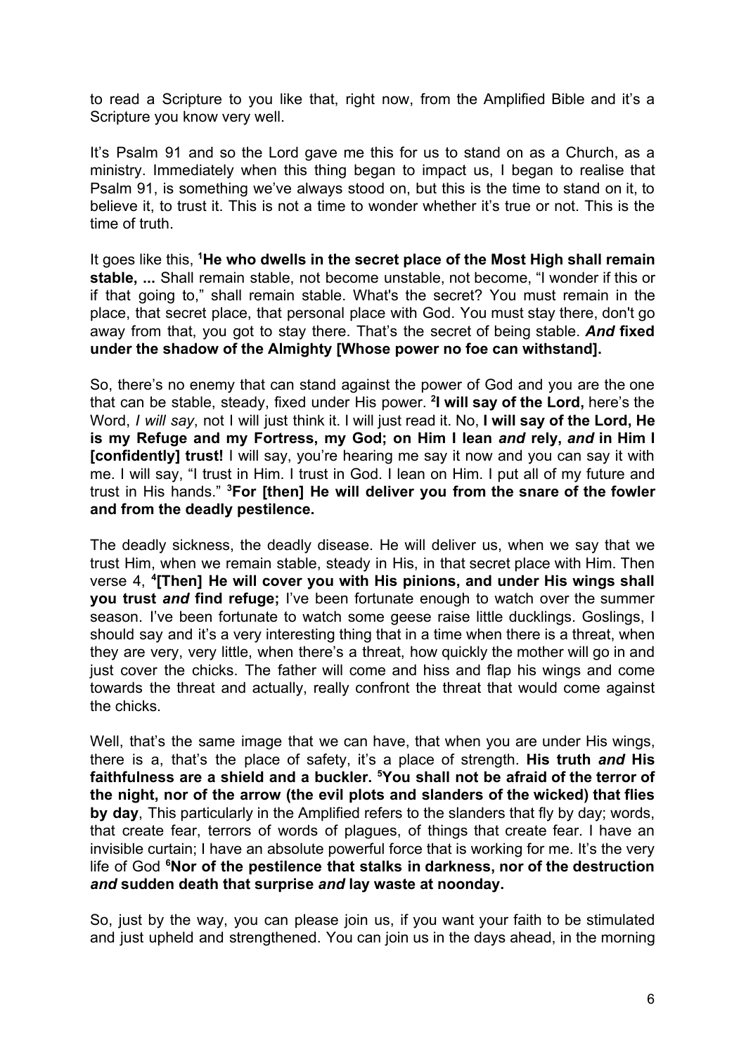to read a Scripture to you like that, right now, from the Amplified Bible and it's a Scripture you know very well.

It's Psalm 91 and so the Lord gave me this for us to stand on as a Church, as a ministry. Immediately when this thing began to impact us, I began to realise that Psalm 91, is something we've always stood on, but this is the time to stand on it, to believe it, to trust it. This is not a time to wonder whether it's true or not. This is the time of truth.

It goes like this, [1]**He who dwells in the secret place of the Most High shall remain stable, ...** Shall remain stable, not become unstable, not become, "I wonder if this or if that going to," shall remain stable. What's the secret? You must remain in the place, that secret place, that personal place with God. You must stay there, don't go away from that, you got to stay there. That's the secret of being stable. ***And* fixed under the shadow of the Almighty [Whose power no foe can withstand].**

So, there's no enemy that can stand against the power of God and you are the one that can be stable, steady, fixed under His power. [2]**I will say of the Lord,** here's the Word, *I will say*, not I will just think it. I will just read it. No, **I will say of the Lord, He is my Refuge and my Fortress, my God; on Him I lean *and* rely, *and* in Him I [confidently] trust!** I will say, you're hearing me say it now and you can say it with me. I will say, "I trust in Him. I trust in God. I lean on Him. I put all of my future and trust in His hands." [3]**For [then] He will deliver you from the snare of the fowler and from the deadly pestilence.**

The deadly sickness, the deadly disease. He will deliver us, when we say that we trust Him, when we remain stable, steady in His, in that secret place with Him. Then verse 4, [4]**[Then] He will cover you with His pinions, and under His wings shall you trust *and* find refuge;** I've been fortunate enough to watch over the summer season. I've been fortunate to watch some geese raise little ducklings. Goslings, I should say and it's a very interesting thing that in a time when there is a threat, when they are very, very little, when there's a threat, how quickly the mother will go in and just cover the chicks. The father will come and hiss and flap his wings and come towards the threat and actually, really confront the threat that would come against the chicks.

Well, that's the same image that we can have, that when you are under His wings, there is a, that's the place of safety, it's a place of strength. **His truth *and* His faithfulness are a shield and a buckler.** [5]**You shall not be afraid of the terror of the night, nor of the arrow (the evil plots and slanders of the wicked) that flies by day**, This particularly in the Amplified refers to the slanders that fly by day; words, that create fear, terrors of words of plagues, of things that create fear. I have an invisible curtain; I have an absolute powerful force that is working for me. It's the very life of God [6]**Nor of the pestilence that stalks in darkness, nor of the destruction *and* sudden death that surprise *and* lay waste at noonday.**

So, just by the way, you can please join us, if you want your faith to be stimulated and just upheld and strengthened. You can join us in the days ahead, in the morning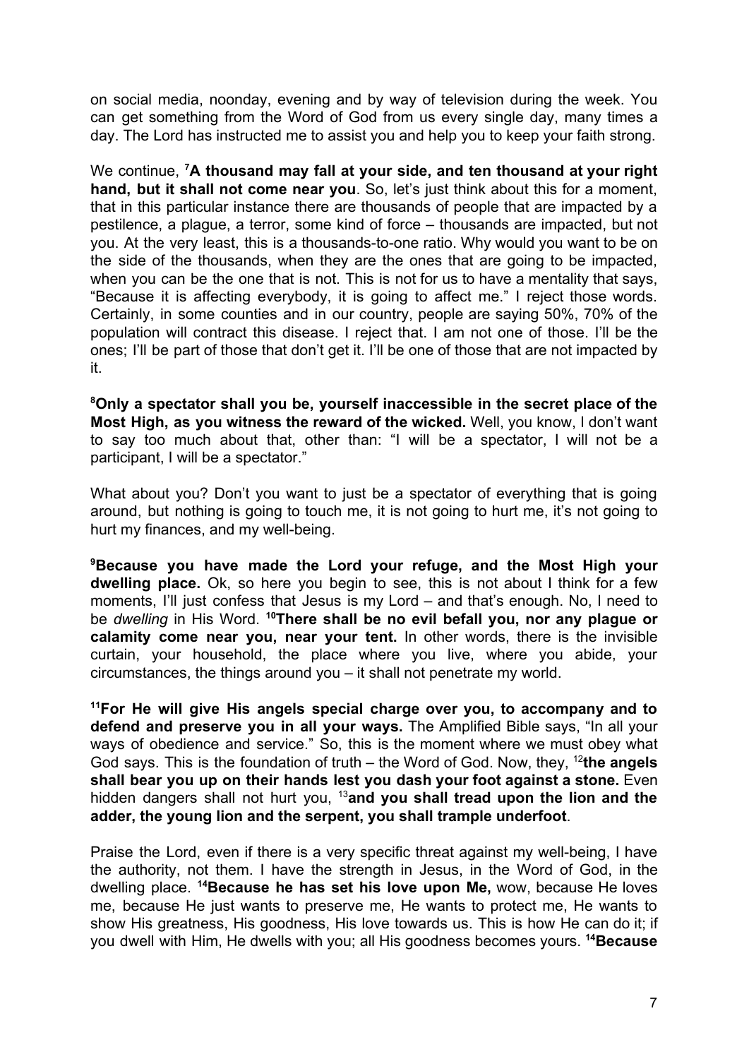on social media, noonday, evening and by way of television during the week. You can get something from the Word of God from us every single day, many times a day. The Lord has instructed me to assist you and help you to keep your faith strong.

We continue, [7]**A thousand may fall at your side, and ten thousand at your right hand, but it shall not come near you**. So, let's just think about this for a moment, that in this particular instance there are thousands of people that are impacted by a pestilence, a plague, a terror, some kind of force – thousands are impacted, but not you. At the very least, this is a thousands-to-one ratio. Why would you want to be on the side of the thousands, when they are the ones that are going to be impacted, when you can be the one that is not. This is not for us to have a mentality that says, "Because it is affecting everybody, it is going to affect me." I reject those words. Certainly, in some counties and in our country, people are saying 50%, 70% of the population will contract this disease. I reject that. I am not one of those. I'll be the ones; I'll be part of those that don't get it. I'll be one of those that are not impacted by it.

[8]**Only a spectator shall you be, yourself inaccessible in the secret place of the Most High, as you witness the reward of the wicked.** Well, you know, I don't want to say too much about that, other than: "I will be a spectator, I will not be a participant, I will be a spectator."

What about you? Don't you want to just be a spectator of everything that is going around, but nothing is going to touch me, it is not going to hurt me, it's not going to hurt my finances, and my well-being.

[9]**Because you have made the Lord your refuge, and the Most High your dwelling place.** Ok, so here you begin to see, this is not about I think for a few moments, I'll just confess that Jesus is my Lord – and that's enough. No, I need to be *dwelling* in His Word. [10]**There shall be no evil befall you, nor any plague or calamity come near you, near your tent.** In other words, there is the invisible curtain, your household, the place where you live, where you abide, your circumstances, the things around you – it shall not penetrate my world.

[11]**For He will give His angels special charge over you, to accompany and to defend and preserve you in all your ways.** The Amplified Bible says, "In all your ways of obedience and service." So, this is the moment where we must obey what God says. This is the foundation of truth – the Word of God. Now, they, [12]**the angels shall bear you up on their hands lest you dash your foot against a stone.** Even hidden dangers shall not hurt you, [13]**and you shall tread upon the lion and the adder, the young lion and the serpent, you shall trample underfoot**.

Praise the Lord, even if there is a very specific threat against my well-being, I have the authority, not them. I have the strength in Jesus, in the Word of God, in the dwelling place. [14]**Because he has set his love upon Me,** wow, because He loves me, because He just wants to preserve me, He wants to protect me, He wants to show His greatness, His goodness, His love towards us. This is how He can do it; if you dwell with Him, He dwells with you; all His goodness becomes yours. [14]**Because**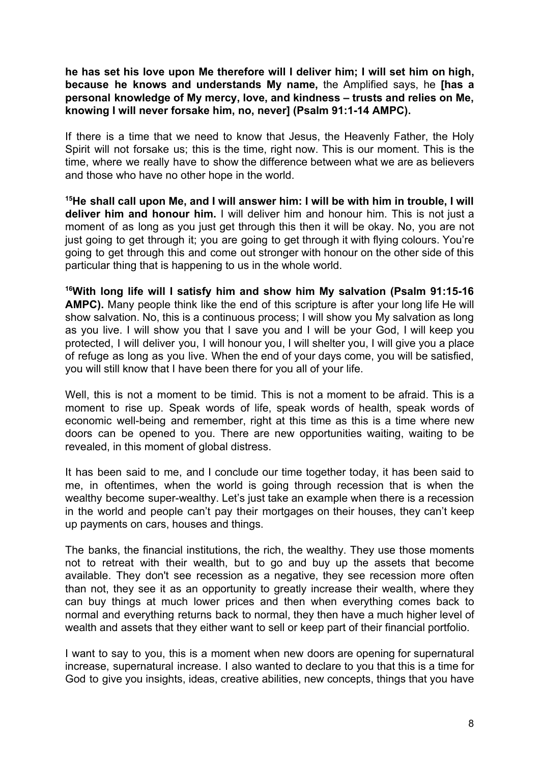**he has set his love upon Me therefore will I deliver him; I will set him on high, because he knows and understands My name,** the Amplified says, he **[has a personal knowledge of My mercy, love, and kindness – trusts and relies on Me, knowing I will never forsake him, no, never] (Psalm 91:1-14 AMPC).**

If there is a time that we need to know that Jesus, the Heavenly Father, the Holy Spirit will not forsake us; this is the time, right now. This is our moment. This is the time, where we really have to show the difference between what we are as believers and those who have no other hope in the world.

**15He shall call upon Me, and I will answer him: I will be with him in trouble, I will deliver him and honour him.** I will deliver him and honour him. This is not just a moment of as long as you just get through this then it will be okay. No, you are not just going to get through it; you are going to get through it with flying colours. You're going to get through this and come out stronger with honour on the other side of this particular thing that is happening to us in the whole world.

**16With long life will I satisfy him and show him My salvation (Psalm 91:15-16 AMPC).** Many people think like the end of this scripture is after your long life He will show salvation. No, this is a continuous process; I will show you My salvation as long as you live. I will show you that I save you and I will be your God, I will keep you protected, I will deliver you, I will honour you, I will shelter you, I will give you a place of refuge as long as you live. When the end of your days come, you will be satisfied, you will still know that I have been there for you all of your life.

Well, this is not a moment to be timid. This is not a moment to be afraid. This is a moment to rise up. Speak words of life, speak words of health, speak words of economic well-being and remember, right at this time as this is a time where new doors can be opened to you. There are new opportunities waiting, waiting to be revealed, in this moment of global distress.

It has been said to me, and I conclude our time together today, it has been said to me, in oftentimes, when the world is going through recession that is when the wealthy become super-wealthy. Let's just take an example when there is a recession in the world and people can't pay their mortgages on their houses, they can't keep up payments on cars, houses and things.

The banks, the financial institutions, the rich, the wealthy. They use those moments not to retreat with their wealth, but to go and buy up the assets that become available. They don't see recession as a negative, they see recession more often than not, they see it as an opportunity to greatly increase their wealth, where they can buy things at much lower prices and then when everything comes back to normal and everything returns back to normal, they then have a much higher level of wealth and assets that they either want to sell or keep part of their financial portfolio.

I want to say to you, this is a moment when new doors are opening for supernatural increase, supernatural increase. I also wanted to declare to you that this is a time for God to give you insights, ideas, creative abilities, new concepts, things that you have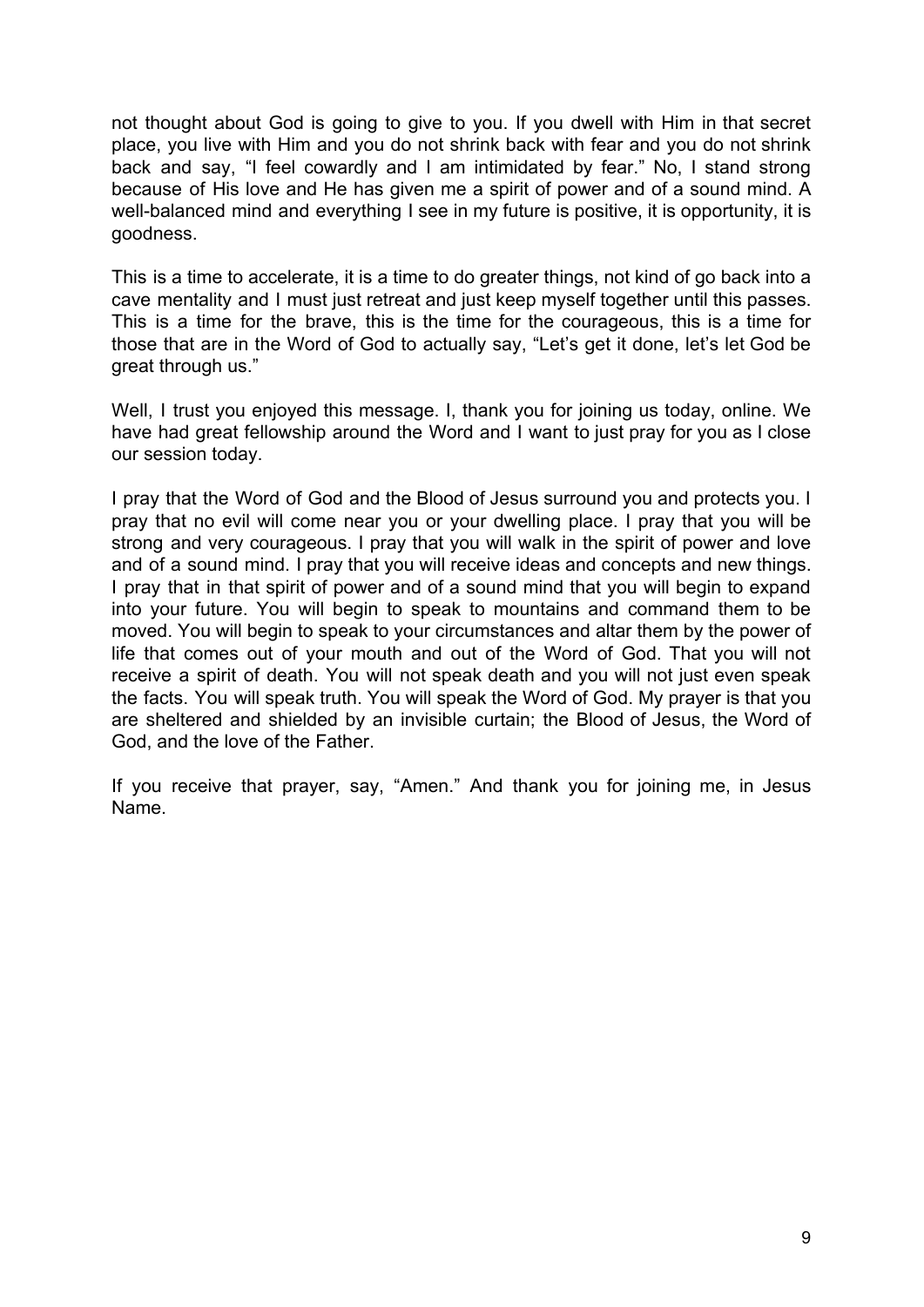not thought about God is going to give to you. If you dwell with Him in that secret place, you live with Him and you do not shrink back with fear and you do not shrink back and say, "I feel cowardly and I am intimidated by fear." No, I stand strong because of His love and He has given me a spirit of power and of a sound mind. A well-balanced mind and everything I see in my future is positive, it is opportunity, it is goodness.

This is a time to accelerate, it is a time to do greater things, not kind of go back into a cave mentality and I must just retreat and just keep myself together until this passes. This is a time for the brave, this is the time for the courageous, this is a time for those that are in the Word of God to actually say, "Let's get it done, let's let God be great through us."

Well, I trust you enjoyed this message. I, thank you for joining us today, online. We have had great fellowship around the Word and I want to just pray for you as I close our session today.

I pray that the Word of God and the Blood of Jesus surround you and protects you. I pray that no evil will come near you or your dwelling place. I pray that you will be strong and very courageous. I pray that you will walk in the spirit of power and love and of a sound mind. I pray that you will receive ideas and concepts and new things. I pray that in that spirit of power and of a sound mind that you will begin to expand into your future. You will begin to speak to mountains and command them to be moved. You will begin to speak to your circumstances and altar them by the power of life that comes out of your mouth and out of the Word of God. That you will not receive a spirit of death. You will not speak death and you will not just even speak the facts. You will speak truth. You will speak the Word of God. My prayer is that you are sheltered and shielded by an invisible curtain; the Blood of Jesus, the Word of God, and the love of the Father.

If you receive that prayer, say, "Amen." And thank you for joining me, in Jesus Name.